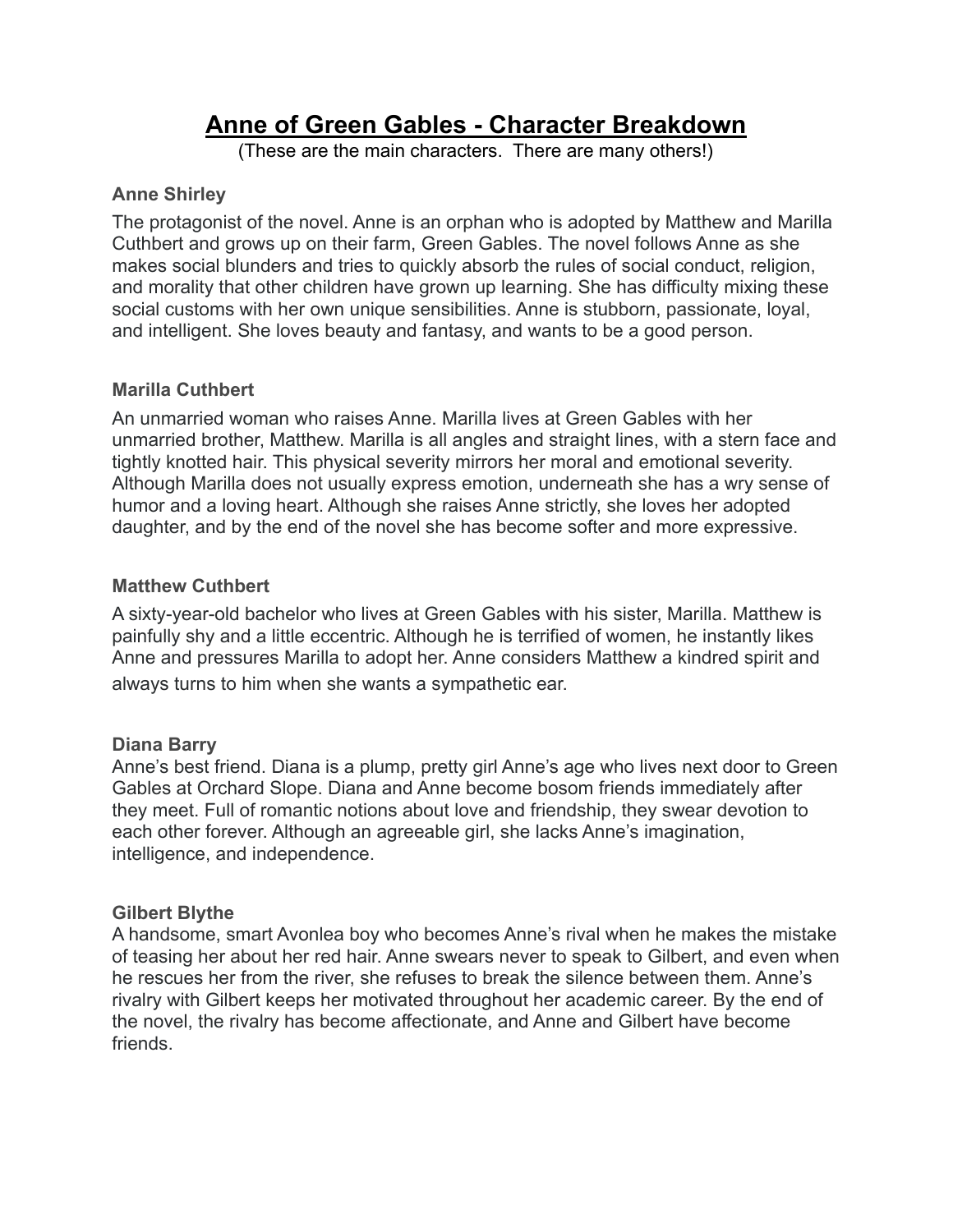# Anne of Green Gables - Character Breakdown

(These are the main characters. There are many others!)

### Anne Shirley

The protagonist of the novel. Anne is an orphan who is adopted by Matthew and Marilla Cuthbert and grows up on their farm, Green Gables. The novel follows Anne as she makes social blunders and tries to quickly absorb the rules of social conduct, religion, and morality that other children have grown up learning. She has difficulty mixing these social customs with her own unique sensibilities. Anne is stubborn, passionate, loyal, and intelligent. She loves beauty and fantasy, and wants to be a good person.

### Marilla Cuthbert

An unmarried woman who raises Anne. Marilla lives at Green Gables with her unmarried brother, Matthew. Marilla is all angles and straight lines, with a stern face and tightly knotted hair. This physical severity mirrors her moral and emotional severity. Although Marilla does not usually express emotion, underneath she has a wry sense of humor and a loving heart. Although she raises Anne strictly, she loves her adopted daughter, and by the end of the novel she has become softer and more expressive.

### Matthew Cuthbert

A sixty-year-old bachelor who lives at Green Gables with his sister, Marilla. Matthew is painfully shy and a little eccentric. Although he is terrified of women, he instantly likes Anne and pressures Marilla to adopt her. Anne considers Matthew a kindred spirit and always turns to him when she wants a sympathetic ear.

### Diana Barry

Anne's best friend. Diana is a plump, pretty girl Anne's age who lives next door to Green Gables at Orchard Slope. Diana and Anne become bosom friends immediately after they meet. Full of romantic notions about love and friendship, they swear devotion to each other forever. Although an agreeable girl, she lacks Anne's imagination, intelligence, and independence.

### Gilbert Blythe

A handsome, smart Avonlea boy who becomes Anne's rival when he makes the mistake of teasing her about her red hair. Anne swears never to speak to Gilbert, and even when he rescues her from the river, she refuses to break the silence between them. Anne's rivalry with Gilbert keeps her motivated throughout her academic career. By the end of the novel, the rivalry has become affectionate, and Anne and Gilbert have become friends.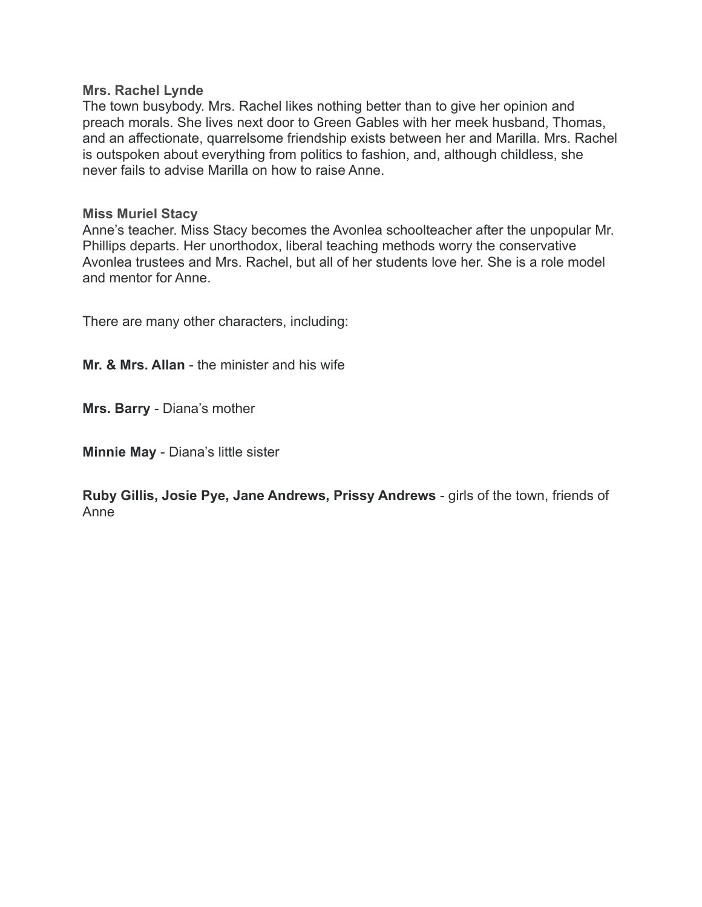**Mrs. Rachel Lynde**

The town busybody. Mrs. Rachel likes nothing better than to give her opinion and preach morals. She lives next door to Green Gables with her meek husband, Thomas, and an affectionate, quarrelsome friendship exists between her and Marilla. Mrs. Rachel is outspoken about everything from politics to fashion, and, although childless, she never fails to advise Marilla on how to raise Anne.

**Miss Muriel Stacy**

Anne's teacher. Miss Stacy becomes the Avonlea schoolteacher after the unpopular Mr. Phillips departs. Her unorthodox, liberal teaching methods worry the conservative Avonlea trustees and Mrs. Rachel, but all of her students love her. She is a role model and mentor for Anne.

There are many other characters, including:

**Mr. & Mrs. Allan** - the minister and his wife

**Mrs. Barry** - Diana's mother

**Minnie May** - Diana's little sister

**Ruby Gillis, Josie Pye, Jane Andrews, Prissy Andrews** - girls of the town, friends of Anne